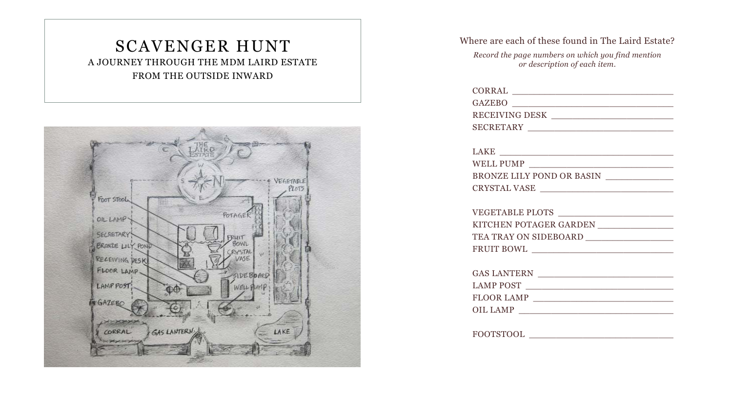# SCAVENGER HUNT

A JOURNEY THROUGH THE MDM LAIRD ESTATE
FROM THE OUTSIDE INWARD

Where are each of these found in The Laird Estate?

*Record the page numbers on which you find mention or description of each item.*

CORRAL ______________________________
GAZEBO ______________________________
RECEIVING DESK ______________________
SECRETARY ___________________________

LAKE ________________________________
WELL PUMP ___________________________
BRONZE LILY POND OR BASIN ___________
CRYSTAL VASE ________________________

VEGETABLE PLOTS _____________________
KITCHEN POTAGER GARDEN ______________
TEA TRAY ON SIDEBOARD _______________
FRUIT BOWL __________________________

GAS LANTERN _________________________
LAMP POST ___________________________
FLOOR LAMP __________________________
OIL LAMP ____________________________

FOOTSTOOL ___________________________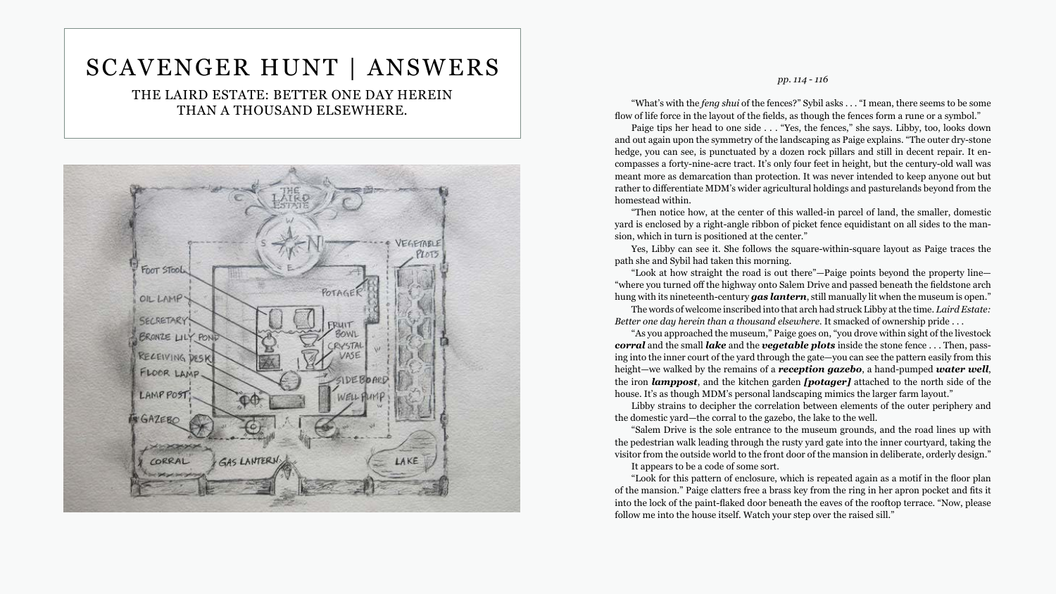# SCAVENGER HUNT | ANSWERS

THE LAIRD ESTATE: BETTER ONE DAY HEREIN THAN A THOUSAND ELSEWHERE.

*pp. 114 - 116*

"What's with the *feng shui* of the fences?" Sybil asks . . . "I mean, there seems to be some flow of life force in the layout of the fields, as though the fences form a rune or a symbol."

Paige tips her head to one side . . . "Yes, the fences," she says. Libby, too, looks down and out again upon the symmetry of the landscaping as Paige explains. "The outer dry-stone hedge, you can see, is punctuated by a dozen rock pillars and still in decent repair. It encompasses a forty-nine-acre tract. It's only four feet in height, but the century-old wall was meant more as demarcation than protection. It was never intended to keep anyone out but rather to differentiate MDM's wider agricultural holdings and pasturelands beyond from the homestead within.

"Then notice how, at the center of this walled-in parcel of land, the smaller, domestic yard is enclosed by a right-angle ribbon of picket fence equidistant on all sides to the mansion, which in turn is positioned at the center."

Yes, Libby can see it. She follows the square-within-square layout as Paige traces the path she and Sybil had taken this morning.

"Look at how straight the road is out there"—Paige points beyond the property line—"where you turned off the highway onto Salem Drive and passed beneath the fieldstone arch hung with its nineteenth-century ***gas lantern***, still manually lit when the museum is open."

The words of welcome inscribed into that arch had struck Libby at the time. *Laird Estate: Better one day herein than a thousand elsewhere.* It smacked of ownership pride . . .

"As you approached the museum," Paige goes on, "you drove within sight of the livestock ***corral*** and the small ***lake*** and the ***vegetable plots*** inside the stone fence . . . Then, passing into the inner court of the yard through the gate—you can see the pattern easily from this height—we walked by the remains of a ***reception gazebo***, a hand-pumped ***water well***, the iron ***lamppost***, and the kitchen garden ***[potager]*** attached to the north side of the house. It's as though MDM's personal landscaping mimics the larger farm layout."

Libby strains to decipher the correlation between elements of the outer periphery and the domestic yard—the corral to the gazebo, the lake to the well.

"Salem Drive is the sole entrance to the museum grounds, and the road lines up with the pedestrian walk leading through the rusty yard gate into the inner courtyard, taking the visitor from the outside world to the front door of the mansion in deliberate, orderly design."

It appears to be a code of some sort.

"Look for this pattern of enclosure, which is repeated again as a motif in the floor plan of the mansion." Paige clatters free a brass key from the ring in her apron pocket and fits it into the lock of the paint-flaked door beneath the eaves of the rooftop terrace. "Now, please follow me into the house itself. Watch your step over the raised sill."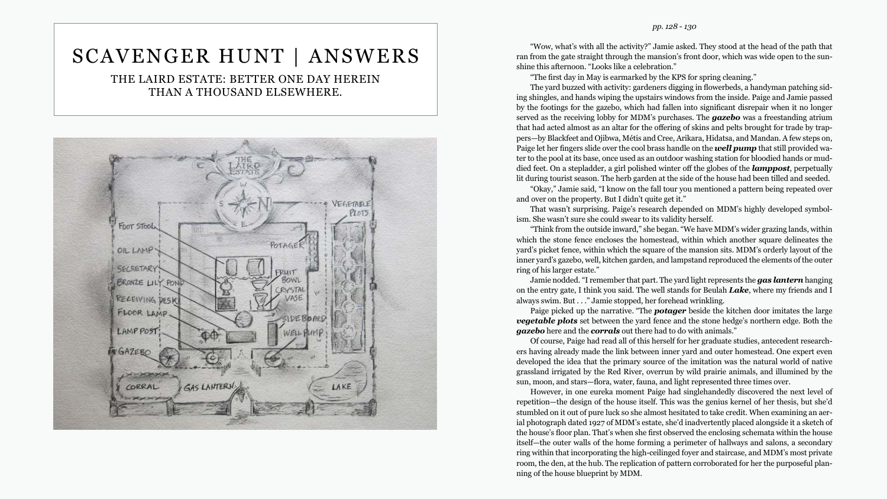# SCAVENGER HUNT | ANSWERS

THE LAIRD ESTATE: BETTER ONE DAY HEREIN THAN A THOUSAND ELSEWHERE.

*pp. 128 - 130*

"Wow, what's with all the activity?" Jamie asked. They stood at the head of the path that ran from the gate straight through the mansion's front door, which was wide open to the sunshine this afternoon. "Looks like a celebration."

"The first day in May is earmarked by the KPS for spring cleaning."

The yard buzzed with activity: gardeners digging in flowerbeds, a handyman patching siding shingles, and hands wiping the upstairs windows from the inside. Paige and Jamie passed by the footings for the gazebo, which had fallen into significant disrepair when it no longer served as the receiving lobby for MDM's purchases. The ***gazebo*** was a freestanding atrium that had acted almost as an altar for the offering of skins and pelts brought for trade by trappers—by Blackfeet and Ojibwa, Métis and Cree, Arikara, Hidatsa, and Mandan. A few steps on, Paige let her fingers slide over the cool brass handle on the ***well pump*** that still provided water to the pool at its base, once used as an outdoor washing station for bloodied hands or muddied feet. On a stepladder, a girl polished winter off the globes of the ***lamppost***, perpetually lit during tourist season. The herb garden at the side of the house had been tilled and seeded.

"Okay," Jamie said, "I know on the fall tour you mentioned a pattern being repeated over and over on the property. But I didn't quite get it."

That wasn't surprising. Paige's research depended on MDM's highly developed symbolism. She wasn't sure she could swear to its validity herself.

"Think from the outside inward," she began. "We have MDM's wider grazing lands, within which the stone fence encloses the homestead, within which another square delineates the yard's picket fence, within which the square of the mansion sits. MDM's orderly layout of the inner yard's gazebo, well, kitchen garden, and lampstand reproduced the elements of the outer ring of his larger estate."

Jamie nodded. "I remember that part. The yard light represents the ***gas lantern*** hanging on the entry gate, I think you said. The well stands for Beulah ***Lake***, where my friends and I always swim. But . . ." Jamie stopped, her forehead wrinkling.

Paige picked up the narrative. "The ***potager*** beside the kitchen door imitates the large ***vegetable plots*** set between the yard fence and the stone hedge's northern edge. Both the ***gazebo*** here and the ***corrals*** out there had to do with animals."

Of course, Paige had read all of this herself for her graduate studies, antecedent researchers having already made the link between inner yard and outer homestead. One expert even developed the idea that the primary source of the imitation was the natural world of native grassland irrigated by the Red River, overrun by wild prairie animals, and illumined by the sun, moon, and stars—flora, water, fauna, and light represented three times over.

However, in one eureka moment Paige had singlehandedly discovered the next level of repetition—the design of the house itself. This was the genius kernel of her thesis, but she'd stumbled on it out of pure luck so she almost hesitated to take credit. When examining an aerial photograph dated 1927 of MDM's estate, she'd inadvertently placed alongside it a sketch of the house's floor plan. That's when she first observed the enclosing schemata within the house itself—the outer walls of the home forming a perimeter of hallways and salons, a secondary ring within that incorporating the high-ceilinged foyer and staircase, and MDM's most private room, the den, at the hub. The replication of pattern corroborated for her the purposeful planning of the house blueprint by MDM.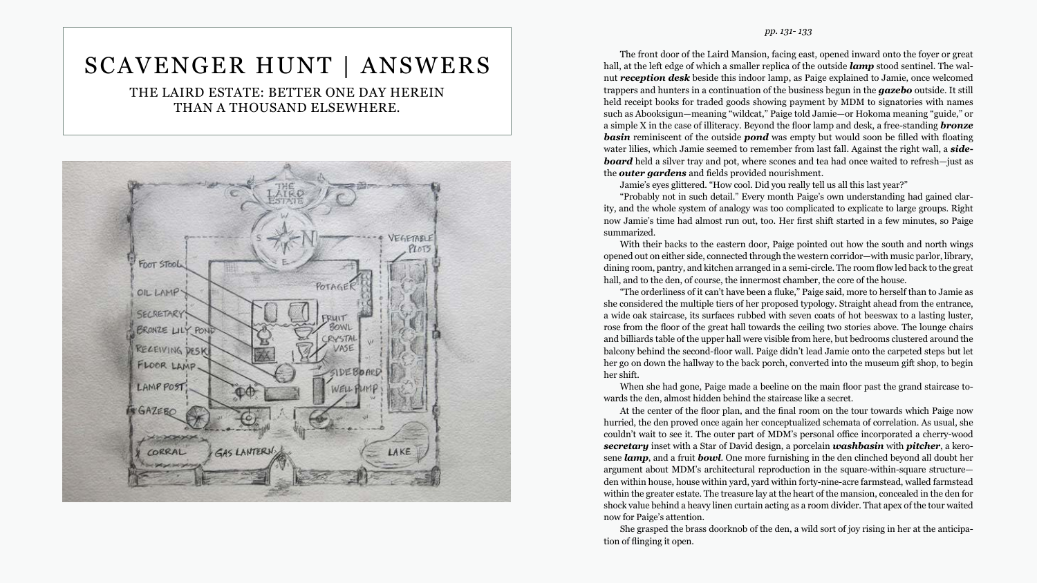# SCAVENGER HUNT | ANSWERS

THE LAIRD ESTATE: BETTER ONE DAY HEREIN THAN A THOUSAND ELSEWHERE.

*pp. 131- 133*

The front door of the Laird Mansion, facing east, opened inward onto the foyer or great hall, at the left edge of which a smaller replica of the outside ***lamp*** stood sentinel. The walnut ***reception desk*** beside this indoor lamp, as Paige explained to Jamie, once welcomed trappers and hunters in a continuation of the business begun in the ***gazebo*** outside. It still held receipt books for traded goods showing payment by MDM to signatories with names such as Abooksigun—meaning "wildcat," Paige told Jamie—or Hokoma meaning "guide," or a simple X in the case of illiteracy. Beyond the floor lamp and desk, a free-standing ***bronze basin*** reminiscent of the outside ***pond*** was empty but would soon be filled with floating water lilies, which Jamie seemed to remember from last fall. Against the right wall, a ***sideboard*** held a silver tray and pot, where scones and tea had once waited to refresh—just as the ***outer gardens*** and fields provided nourishment.

Jamie's eyes glittered. "How cool. Did you really tell us all this last year?"

"Probably not in such detail." Every month Paige's own understanding had gained clarity, and the whole system of analogy was too complicated to explicate to large groups. Right now Jamie's time had almost run out, too. Her first shift started in a few minutes, so Paige summarized.

With their backs to the eastern door, Paige pointed out how the south and north wings opened out on either side, connected through the western corridor—with music parlor, library, dining room, pantry, and kitchen arranged in a semi-circle. The room flow led back to the great hall, and to the den, of course, the innermost chamber, the core of the house.

"The orderliness of it can't have been a fluke," Paige said, more to herself than to Jamie as she considered the multiple tiers of her proposed typology. Straight ahead from the entrance, a wide oak staircase, its surfaces rubbed with seven coats of hot beeswax to a lasting luster, rose from the floor of the great hall towards the ceiling two stories above. The lounge chairs and billiards table of the upper hall were visible from here, but bedrooms clustered around the balcony behind the second-floor wall. Paige didn't lead Jamie onto the carpeted steps but let her go on down the hallway to the back porch, converted into the museum gift shop, to begin her shift.

When she had gone, Paige made a beeline on the main floor past the grand staircase towards the den, almost hidden behind the staircase like a secret.

At the center of the floor plan, and the final room on the tour towards which Paige now hurried, the den proved once again her conceptualized schemata of correlation. As usual, she couldn't wait to see it. The outer part of MDM's personal office incorporated a cherry-wood ***secretary*** inset with a Star of David design, a porcelain ***washbasin*** with ***pitcher***, a kerosene ***lamp***, and a fruit ***bowl***. One more furnishing in the den clinched beyond all doubt her argument about MDM's architectural reproduction in the square-within-square structure—den within house, house within yard, yard within forty-nine-acre farmstead, walled farmstead within the greater estate. The treasure lay at the heart of the mansion, concealed in the den for shock value behind a heavy linen curtain acting as a room divider. That apex of the tour waited now for Paige's attention.

She grasped the brass doorknob of the den, a wild sort of joy rising in her at the anticipation of flinging it open.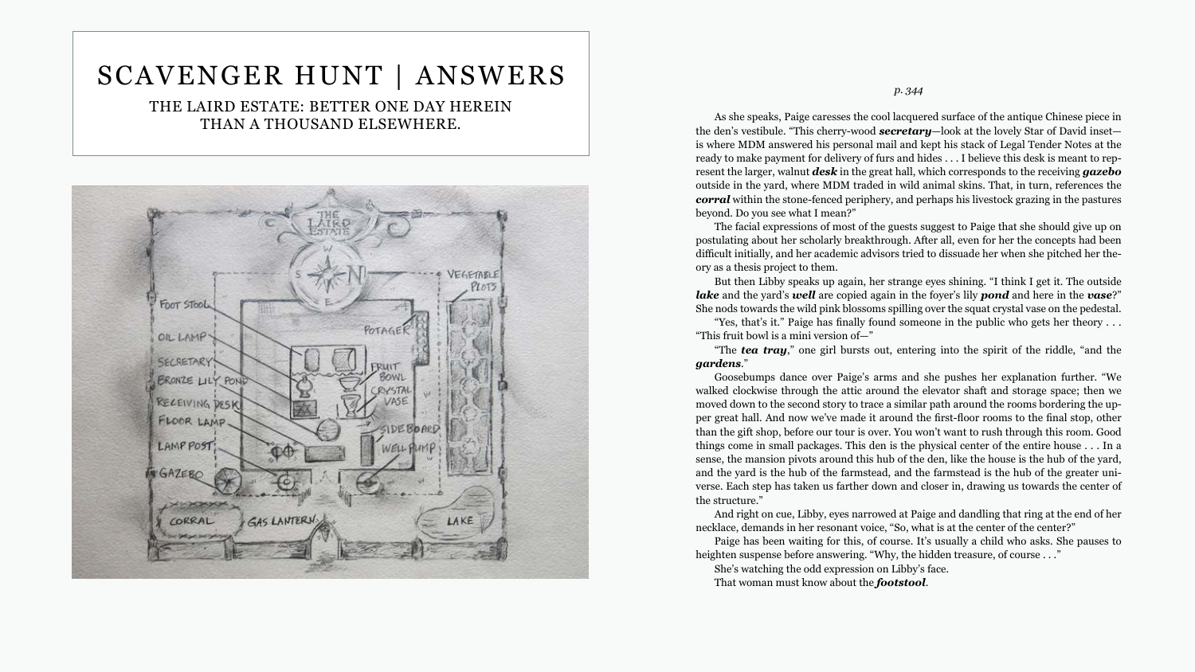# SCAVENGER HUNT | ANSWERS

THE LAIRD ESTATE: BETTER ONE DAY HEREIN THAN A THOUSAND ELSEWHERE.

THE LAIRD ESTATE

W
S
N
E

FOOT STOOL
OIL LAMP
SECRETARY
BRONZE LILY POND
RECEIVING DESK
FLOOR LAMP
LAMP POST
GAZEBO
CORRAL
GAS LANTERN
VEGETABLE PLOTS
POTAGER
FRUIT BOWL
CRYSTAL VASE
SIDEBOARD
WELL PUMP
LAKE

*p. 344*

As she speaks, Paige caresses the cool lacquered surface of the antique Chinese piece in the den's vestibule. "This cherry-wood ***secretary***—look at the lovely Star of David inset—is where MDM answered his personal mail and kept his stack of Legal Tender Notes at the ready to make payment for delivery of furs and hides . . . I believe this desk is meant to represent the larger, walnut ***desk*** in the great hall, which corresponds to the receiving ***gazebo*** outside in the yard, where MDM traded in wild animal skins. That, in turn, references the ***corral*** within the stone-fenced periphery, and perhaps his livestock grazing in the pastures beyond. Do you see what I mean?"

The facial expressions of most of the guests suggest to Paige that she should give up on postulating about her scholarly breakthrough. After all, even for her the concepts had been difficult initially, and her academic advisors tried to dissuade her when she pitched her theory as a thesis project to them.

But then Libby speaks up again, her strange eyes shining. "I think I get it. The outside ***lake*** and the yard's ***well*** are copied again in the foyer's lily ***pond*** and here in the ***vase***?" She nods towards the wild pink blossoms spilling over the squat crystal vase on the pedestal.

"Yes, that's it." Paige has finally found someone in the public who gets her theory . . . "This fruit bowl is a mini version of—"

"The ***tea tray***," one girl bursts out, entering into the spirit of the riddle, "and the ***gardens***."

Goosebumps dance over Paige's arms and she pushes her explanation further. "We walked clockwise through the attic around the elevator shaft and storage space; then we moved down to the second story to trace a similar path around the rooms bordering the upper great hall. And now we've made it around the first-floor rooms to the final stop, other than the gift shop, before our tour is over. You won't want to rush through this room. Good things come in small packages. This den is the physical center of the entire house . . . In a sense, the mansion pivots around this hub of the den, like the house is the hub of the yard, and the yard is the hub of the farmstead, and the farmstead is the hub of the greater universe. Each step has taken us farther down and closer in, drawing us towards the center of the structure."

And right on cue, Libby, eyes narrowed at Paige and dandling that ring at the end of her necklace, demands in her resonant voice, "So, what is at the center of the center?"

Paige has been waiting for this, of course. It's usually a child who asks. She pauses to heighten suspense before answering. "Why, the hidden treasure, of course . . ."

She's watching the odd expression on Libby's face.

That woman must know about the ***footstool***.